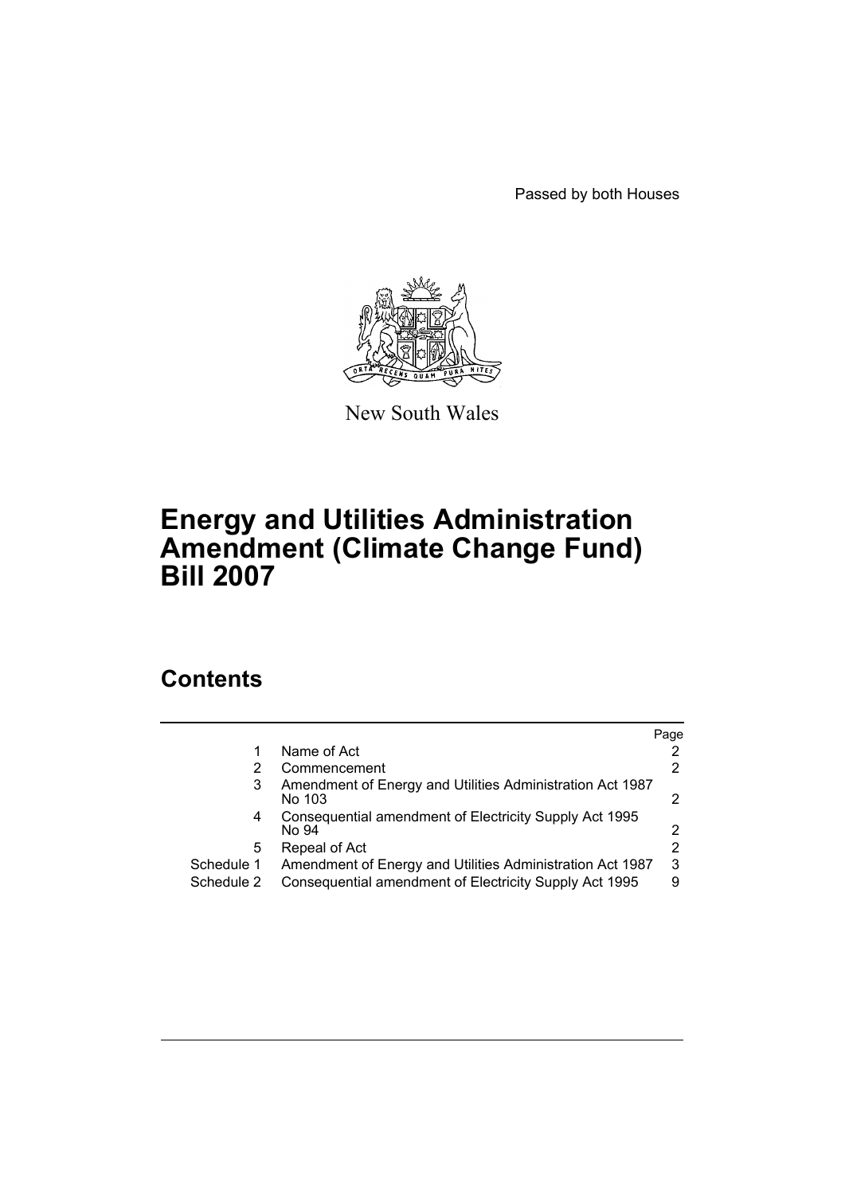Passed by both Houses

New South Wales

# Energy and Utilities Administration Amendment (Climate Change Fund) Bill 2007

## Contents

| | | Page |
|---|---|---|
| 1 | Name of Act | 2 |
| 2 | Commencement | 2 |
| 3 | Amendment of Energy and Utilities Administration Act 1987 No 103 | 2 |
| 4 | Consequential amendment of Electricity Supply Act 1995 No 94 | 2 |
| 5 | Repeal of Act | 2 |
| Schedule 1 | Amendment of Energy and Utilities Administration Act 1987 | 3 |
| Schedule 2 | Consequential amendment of Electricity Supply Act 1995 | 9 |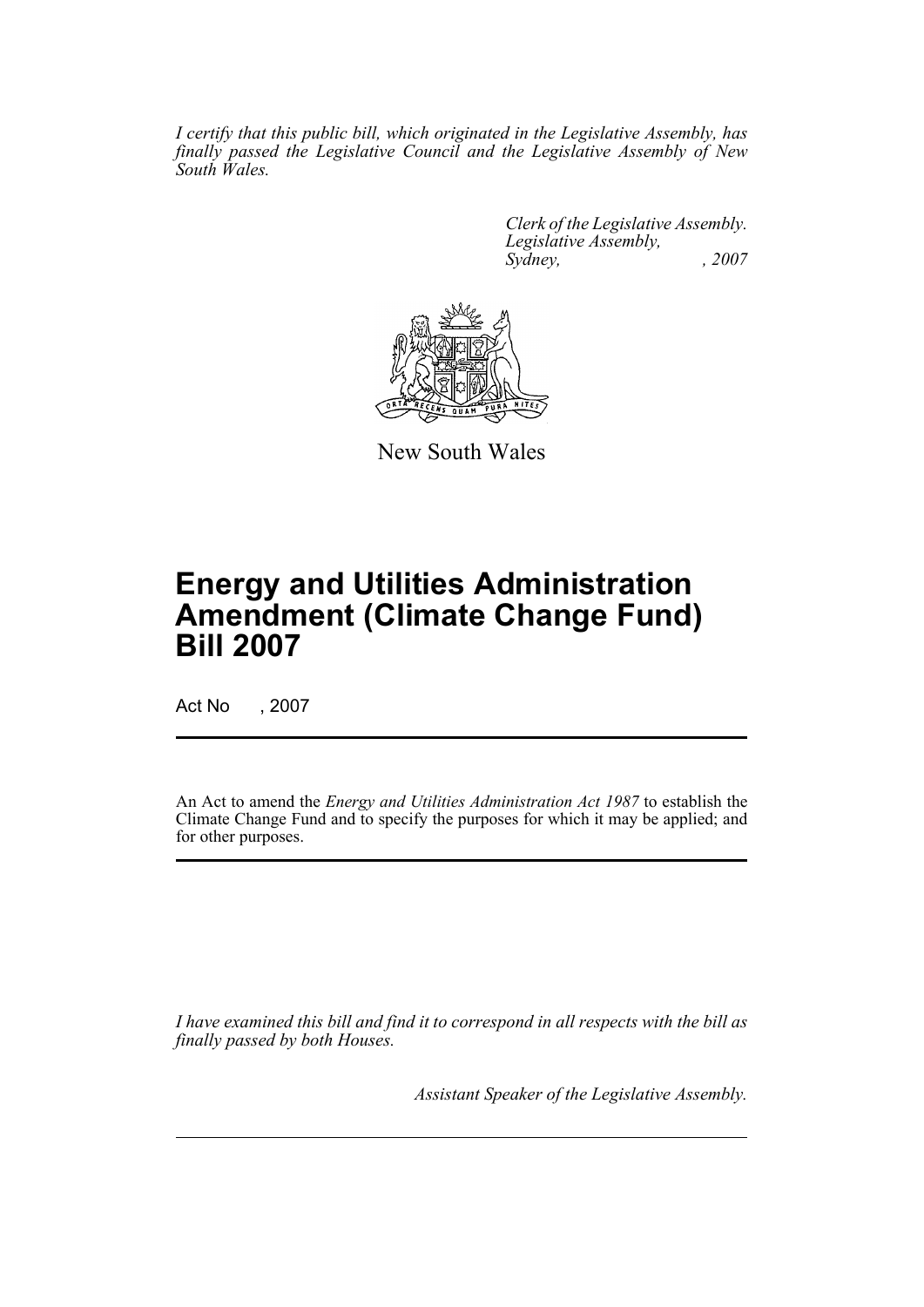*I certify that this public bill, which originated in the Legislative Assembly, has finally passed the Legislative Council and the Legislative Assembly of New South Wales.*

*Clerk of the Legislative Assembly.*
*Legislative Assembly,*
*Sydney, , 2007*

New South Wales

# Energy and Utilities Administration Amendment (Climate Change Fund) Bill 2007

Act No , 2007

An Act to amend the *Energy and Utilities Administration Act 1987* to establish the Climate Change Fund and to specify the purposes for which it may be applied; and for other purposes.

*I have examined this bill and find it to correspond in all respects with the bill as finally passed by both Houses.*

*Assistant Speaker of the Legislative Assembly.*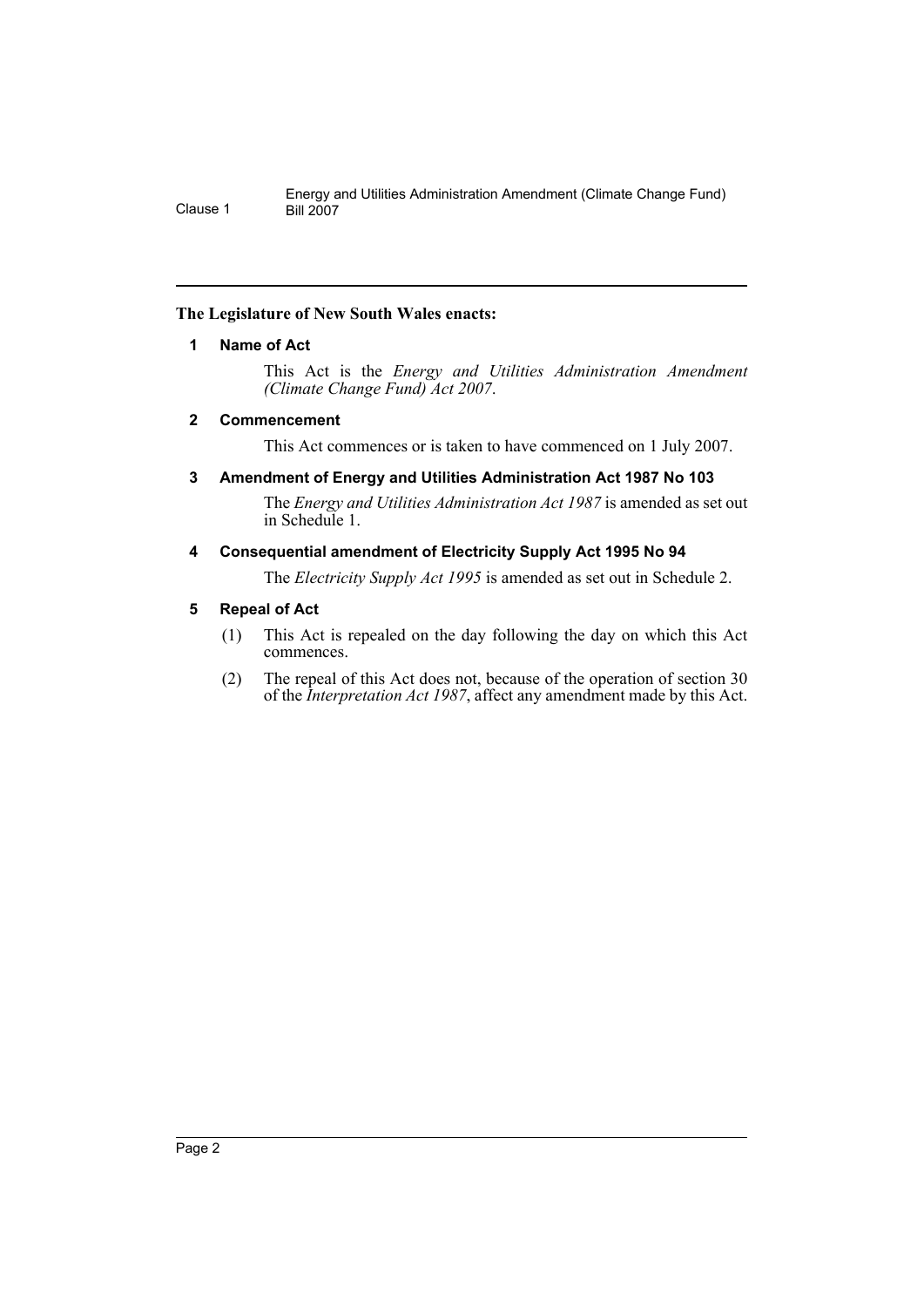**The Legislature of New South Wales enacts:**

### 1 Name of Act

This Act is the *Energy and Utilities Administration Amendment (Climate Change Fund) Act 2007*.

### 2 Commencement

This Act commences or is taken to have commenced on 1 July 2007.

### 3 Amendment of Energy and Utilities Administration Act 1987 No 103

The *Energy and Utilities Administration Act 1987* is amended as set out in Schedule 1.

### 4 Consequential amendment of Electricity Supply Act 1995 No 94

The *Electricity Supply Act 1995* is amended as set out in Schedule 2.

### 5 Repeal of Act

(1) This Act is repealed on the day following the day on which this Act commences.

(2) The repeal of this Act does not, because of the operation of section 30 of the *Interpretation Act 1987*, affect any amendment made by this Act.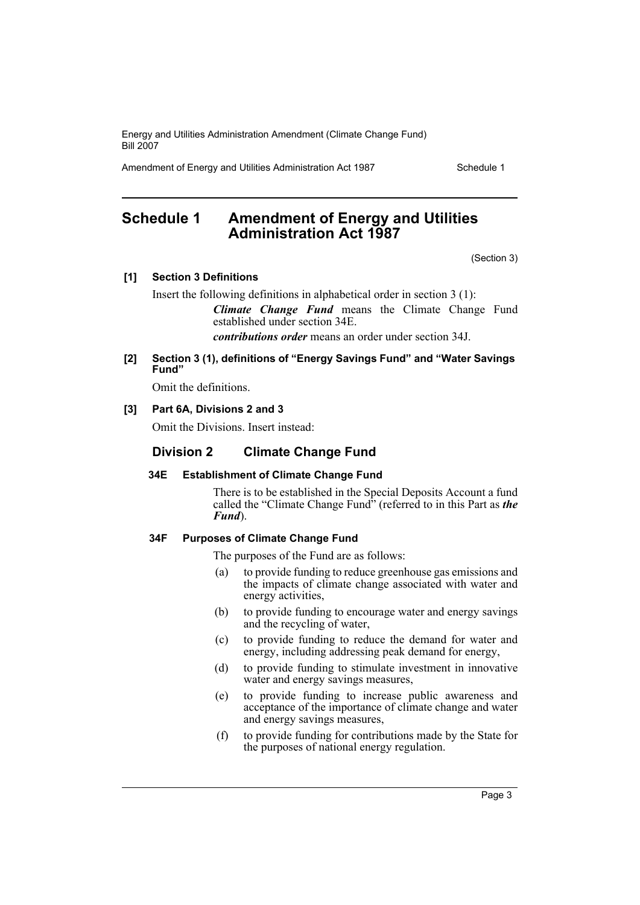# Schedule 1 Amendment of Energy and Utilities Administration Act 1987

(Section 3)

**[1] Section 3 Definitions**

Insert the following definitions in alphabetical order in section 3 (1):

> ***Climate Change Fund*** means the Climate Change Fund established under section 34E.
>
> ***contributions order*** means an order under section 34J.

**[2] Section 3 (1), definitions of "Energy Savings Fund" and "Water Savings Fund"**

Omit the definitions.

**[3] Part 6A, Divisions 2 and 3**

Omit the Divisions. Insert instead:

## Division 2 Climate Change Fund

### 34E Establishment of Climate Change Fund

There is to be established in the Special Deposits Account a fund called the "Climate Change Fund" (referred to in this Part as ***the Fund***).

### 34F Purposes of Climate Change Fund

The purposes of the Fund are as follows:

(a) to provide funding to reduce greenhouse gas emissions and the impacts of climate change associated with water and energy activities,

(b) to provide funding to encourage water and energy savings and the recycling of water,

(c) to provide funding to reduce the demand for water and energy, including addressing peak demand for energy,

(d) to provide funding to stimulate investment in innovative water and energy savings measures,

(e) to provide funding to increase public awareness and acceptance of the importance of climate change and water and energy savings measures,

(f) to provide funding for contributions made by the State for the purposes of national energy regulation.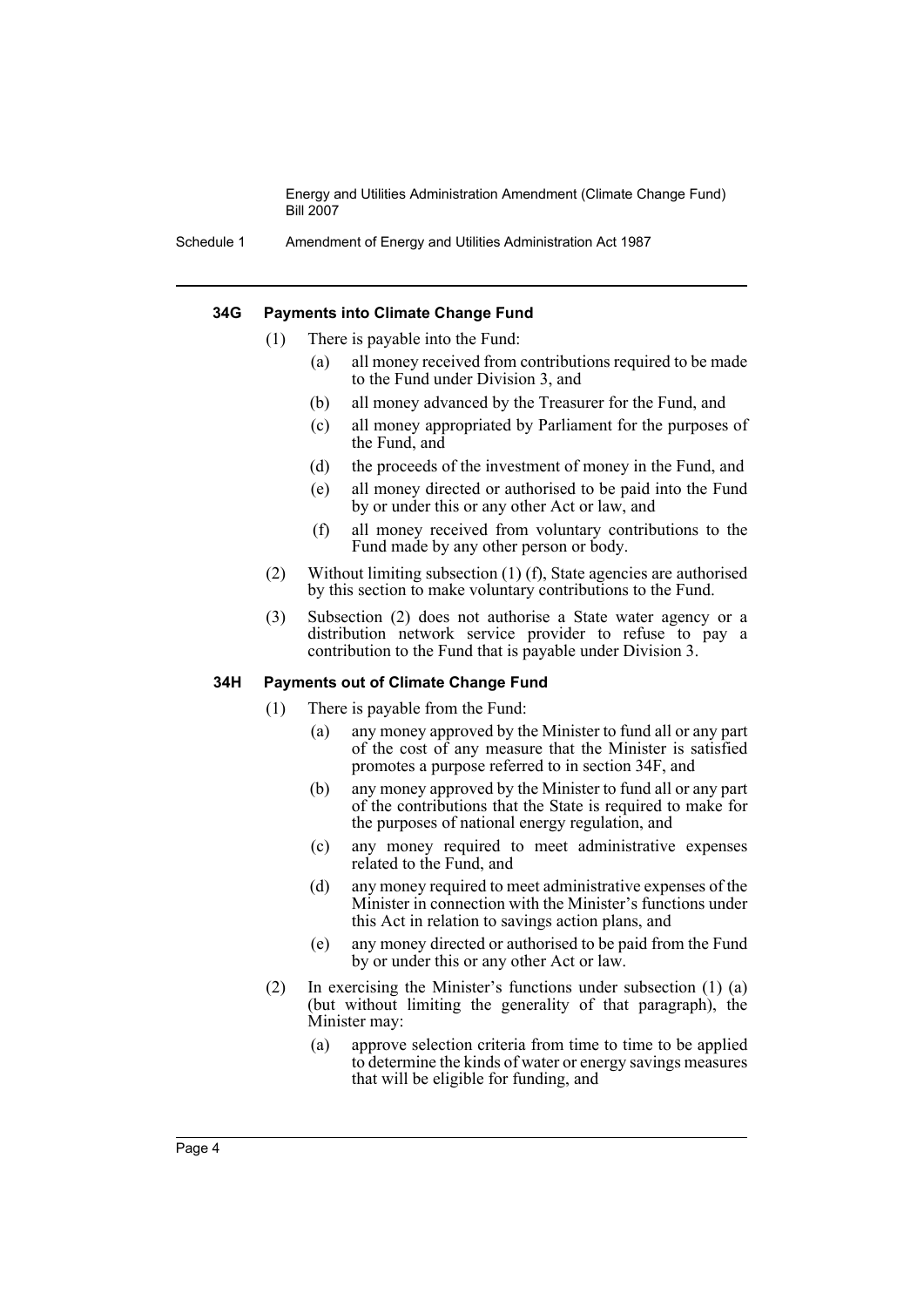#### 34G Payments into Climate Change Fund

(1) There is payable into the Fund:

(a) all money received from contributions required to be made to the Fund under Division 3, and

(b) all money advanced by the Treasurer for the Fund, and

(c) all money appropriated by Parliament for the purposes of the Fund, and

(d) the proceeds of the investment of money in the Fund, and

(e) all money directed or authorised to be paid into the Fund by or under this or any other Act or law, and

(f) all money received from voluntary contributions to the Fund made by any other person or body.

(2) Without limiting subsection (1) (f), State agencies are authorised by this section to make voluntary contributions to the Fund.

(3) Subsection (2) does not authorise a State water agency or a distribution network service provider to refuse to pay a contribution to the Fund that is payable under Division 3.

#### 34H Payments out of Climate Change Fund

(1) There is payable from the Fund:

(a) any money approved by the Minister to fund all or any part of the cost of any measure that the Minister is satisfied promotes a purpose referred to in section 34F, and

(b) any money approved by the Minister to fund all or any part of the contributions that the State is required to make for the purposes of national energy regulation, and

(c) any money required to meet administrative expenses related to the Fund, and

(d) any money required to meet administrative expenses of the Minister in connection with the Minister's functions under this Act in relation to savings action plans, and

(e) any money directed or authorised to be paid from the Fund by or under this or any other Act or law.

(2) In exercising the Minister's functions under subsection (1) (a) (but without limiting the generality of that paragraph), the Minister may:

(a) approve selection criteria from time to time to be applied to determine the kinds of water or energy savings measures that will be eligible for funding, and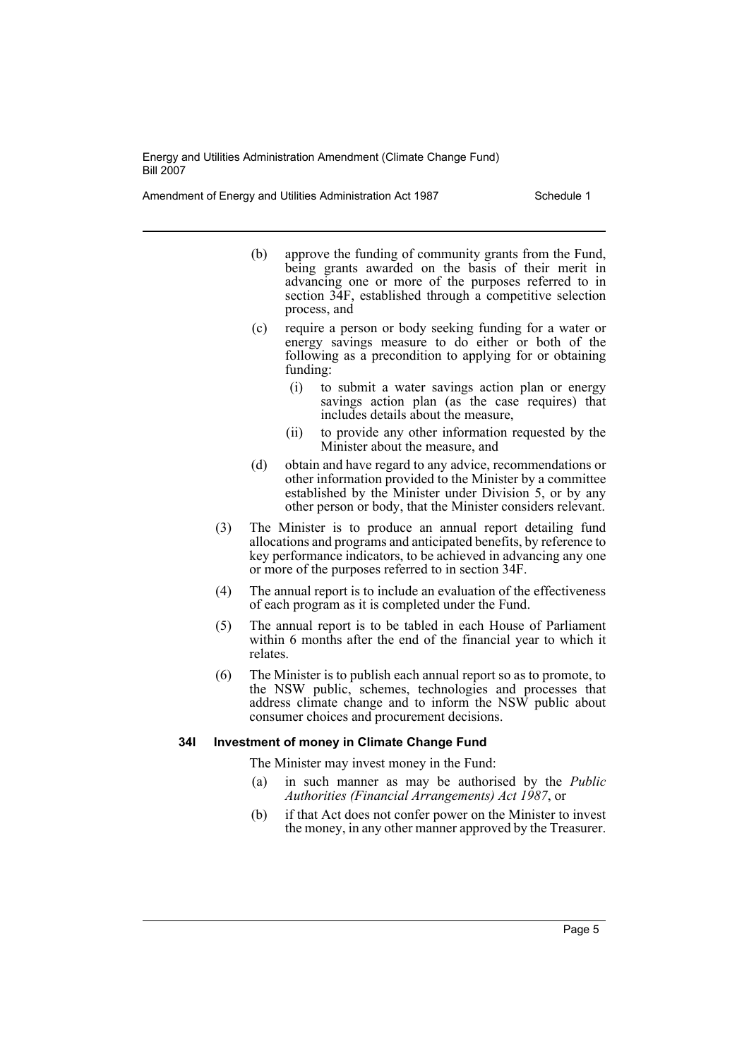(b) approve the funding of community grants from the Fund, being grants awarded on the basis of their merit in advancing one or more of the purposes referred to in section 34F, established through a competitive selection process, and

(c) require a person or body seeking funding for a water or energy savings measure to do either or both of the following as a precondition to applying for or obtaining funding:

  (i) to submit a water savings action plan or energy savings action plan (as the case requires) that includes details about the measure,

  (ii) to provide any other information requested by the Minister about the measure, and

(d) obtain and have regard to any advice, recommendations or other information provided to the Minister by a committee established by the Minister under Division 5, or by any other person or body, that the Minister considers relevant.

(3) The Minister is to produce an annual report detailing fund allocations and programs and anticipated benefits, by reference to key performance indicators, to be achieved in advancing any one or more of the purposes referred to in section 34F.

(4) The annual report is to include an evaluation of the effectiveness of each program as it is completed under the Fund.

(5) The annual report is to be tabled in each House of Parliament within 6 months after the end of the financial year to which it relates.

(6) The Minister is to publish each annual report so as to promote, to the NSW public, schemes, technologies and processes that address climate change and to inform the NSW public about consumer choices and procurement decisions.

**34I Investment of money in Climate Change Fund**

The Minister may invest money in the Fund:

(a) in such manner as may be authorised by the *Public Authorities (Financial Arrangements) Act 1987*, or

(b) if that Act does not confer power on the Minister to invest the money, in any other manner approved by the Treasurer.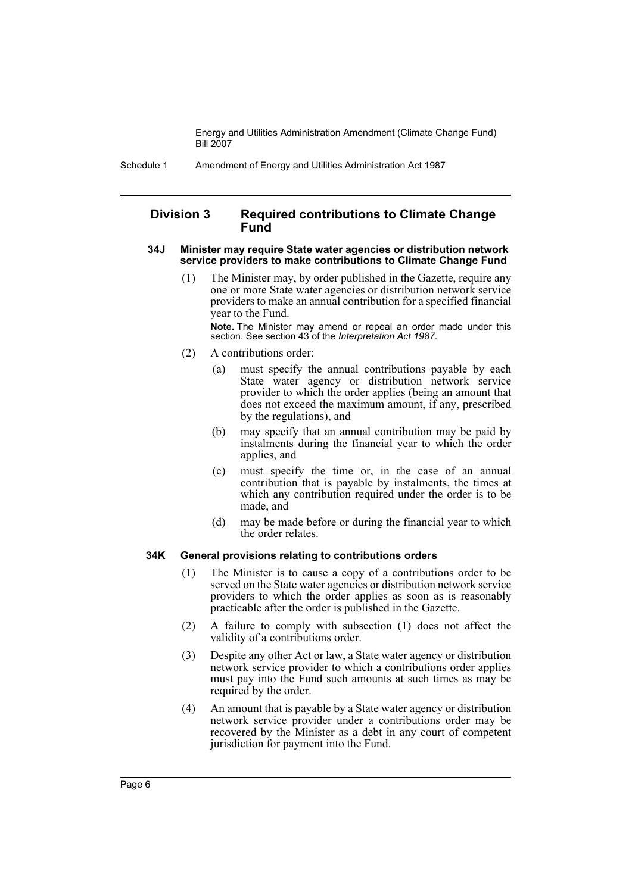## Division 3 Required contributions to Climate Change Fund

### 34J Minister may require State water agencies or distribution network service providers to make contributions to Climate Change Fund

(1) The Minister may, by order published in the Gazette, require any one or more State water agencies or distribution network service providers to make an annual contribution for a specified financial year to the Fund.

**Note.** The Minister may amend or repeal an order made under this section. See section 43 of the *Interpretation Act 1987*.

(2) A contributions order:

(a) must specify the annual contributions payable by each State water agency or distribution network service provider to which the order applies (being an amount that does not exceed the maximum amount, if any, prescribed by the regulations), and

(b) may specify that an annual contribution may be paid by instalments during the financial year to which the order applies, and

(c) must specify the time or, in the case of an annual contribution that is payable by instalments, the times at which any contribution required under the order is to be made, and

(d) may be made before or during the financial year to which the order relates.

### 34K General provisions relating to contributions orders

(1) The Minister is to cause a copy of a contributions order to be served on the State water agencies or distribution network service providers to which the order applies as soon as is reasonably practicable after the order is published in the Gazette.

(2) A failure to comply with subsection (1) does not affect the validity of a contributions order.

(3) Despite any other Act or law, a State water agency or distribution network service provider to which a contributions order applies must pay into the Fund such amounts at such times as may be required by the order.

(4) An amount that is payable by a State water agency or distribution network service provider under a contributions order may be recovered by the Minister as a debt in any court of competent jurisdiction for payment into the Fund.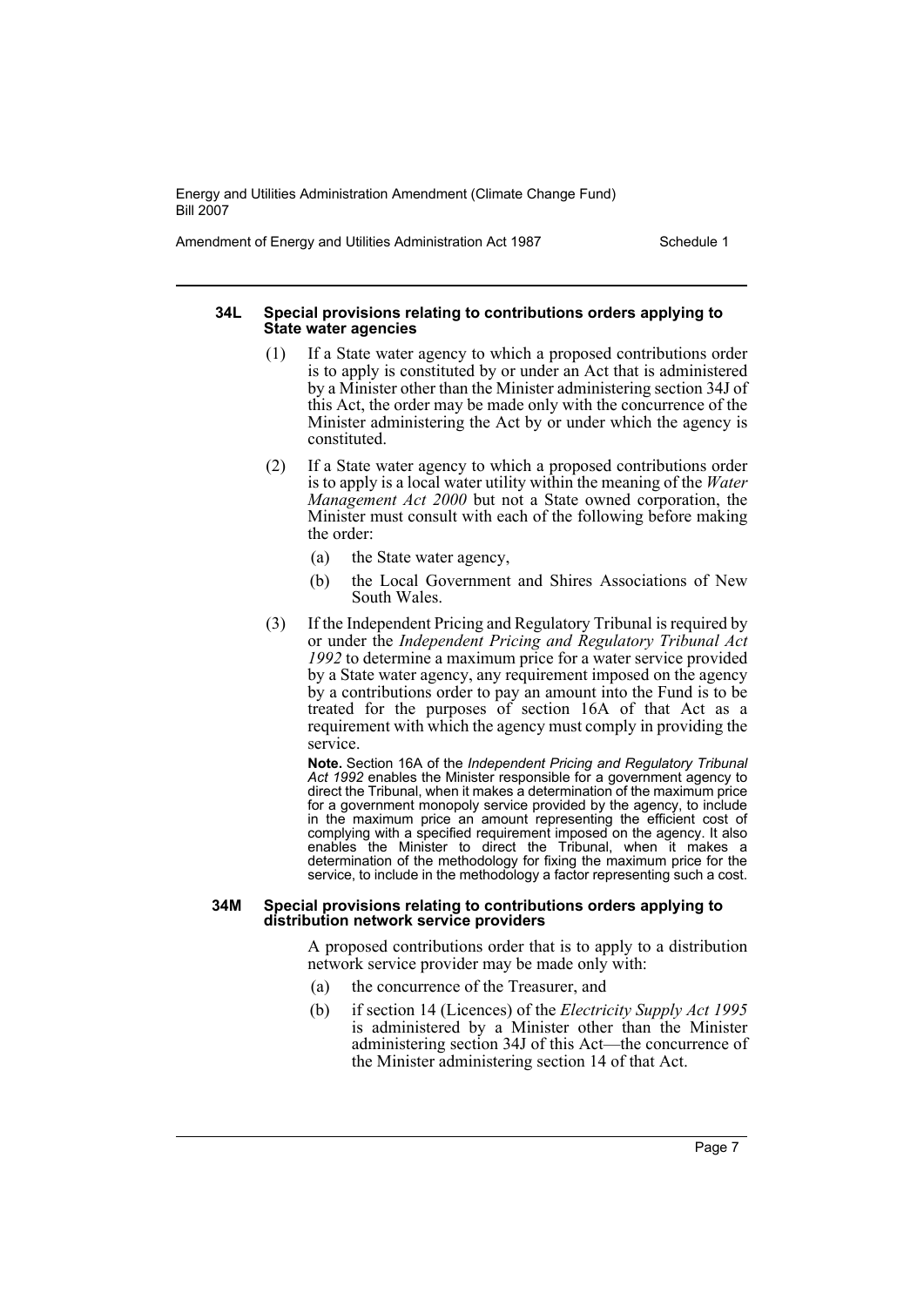#### 34L Special provisions relating to contributions orders applying to State water agencies

(1) If a State water agency to which a proposed contributions order is to apply is constituted by or under an Act that is administered by a Minister other than the Minister administering section 34J of this Act, the order may be made only with the concurrence of the Minister administering the Act by or under which the agency is constituted.

(2) If a State water agency to which a proposed contributions order is to apply is a local water utility within the meaning of the *Water Management Act 2000* but not a State owned corporation, the Minister must consult with each of the following before making the order:

- (a) the State water agency,
- (b) the Local Government and Shires Associations of New South Wales.

(3) If the Independent Pricing and Regulatory Tribunal is required by or under the *Independent Pricing and Regulatory Tribunal Act 1992* to determine a maximum price for a water service provided by a State water agency, any requirement imposed on the agency by a contributions order to pay an amount into the Fund is to be treated for the purposes of section 16A of that Act as a requirement with which the agency must comply in providing the service.

**Note.** Section 16A of the *Independent Pricing and Regulatory Tribunal Act 1992* enables the Minister responsible for a government agency to direct the Tribunal, when it makes a determination of the maximum price for a government monopoly service provided by the agency, to include in the maximum price an amount representing the efficient cost of complying with a specified requirement imposed on the agency. It also enables the Minister to direct the Tribunal, when it makes a determination of the methodology for fixing the maximum price for the service, to include in the methodology a factor representing such a cost.

#### 34M Special provisions relating to contributions orders applying to distribution network service providers

A proposed contributions order that is to apply to a distribution network service provider may be made only with:

- (a) the concurrence of the Treasurer, and
- (b) if section 14 (Licences) of the *Electricity Supply Act 1995* is administered by a Minister other than the Minister administering section 34J of this Act—the concurrence of the Minister administering section 14 of that Act.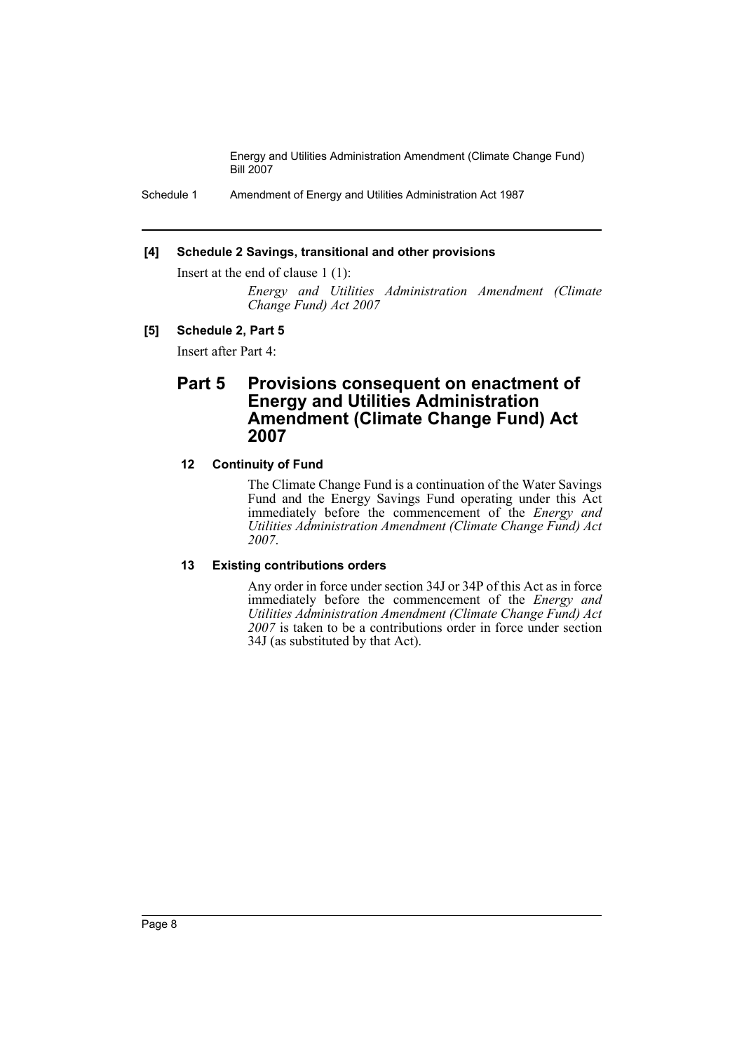**[4] Schedule 2 Savings, transitional and other provisions**

Insert at the end of clause 1 (1):

*Energy and Utilities Administration Amendment (Climate Change Fund) Act 2007*

**[5] Schedule 2, Part 5**

Insert after Part 4:

## Part 5 Provisions consequent on enactment of Energy and Utilities Administration Amendment (Climate Change Fund) Act 2007

**12 Continuity of Fund**

The Climate Change Fund is a continuation of the Water Savings Fund and the Energy Savings Fund operating under this Act immediately before the commencement of the *Energy and Utilities Administration Amendment (Climate Change Fund) Act 2007*.

**13 Existing contributions orders**

Any order in force under section 34J or 34P of this Act as in force immediately before the commencement of the *Energy and Utilities Administration Amendment (Climate Change Fund) Act 2007* is taken to be a contributions order in force under section 34J (as substituted by that Act).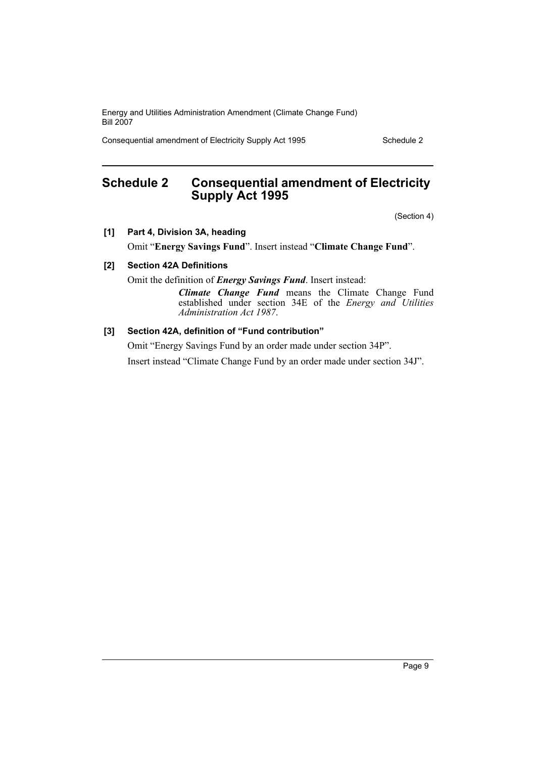## Schedule 2 Consequential amendment of Electricity Supply Act 1995

(Section 4)

**[1] Part 4, Division 3A, heading**

Omit "**Energy Savings Fund**". Insert instead "**Climate Change Fund**".

**[2] Section 42A Definitions**

Omit the definition of ***Energy Savings Fund***. Insert instead:

> ***Climate Change Fund*** means the Climate Change Fund established under section 34E of the *Energy and Utilities Administration Act 1987*.

**[3] Section 42A, definition of "Fund contribution"**

Omit "Energy Savings Fund by an order made under section 34P".

Insert instead "Climate Change Fund by an order made under section 34J".